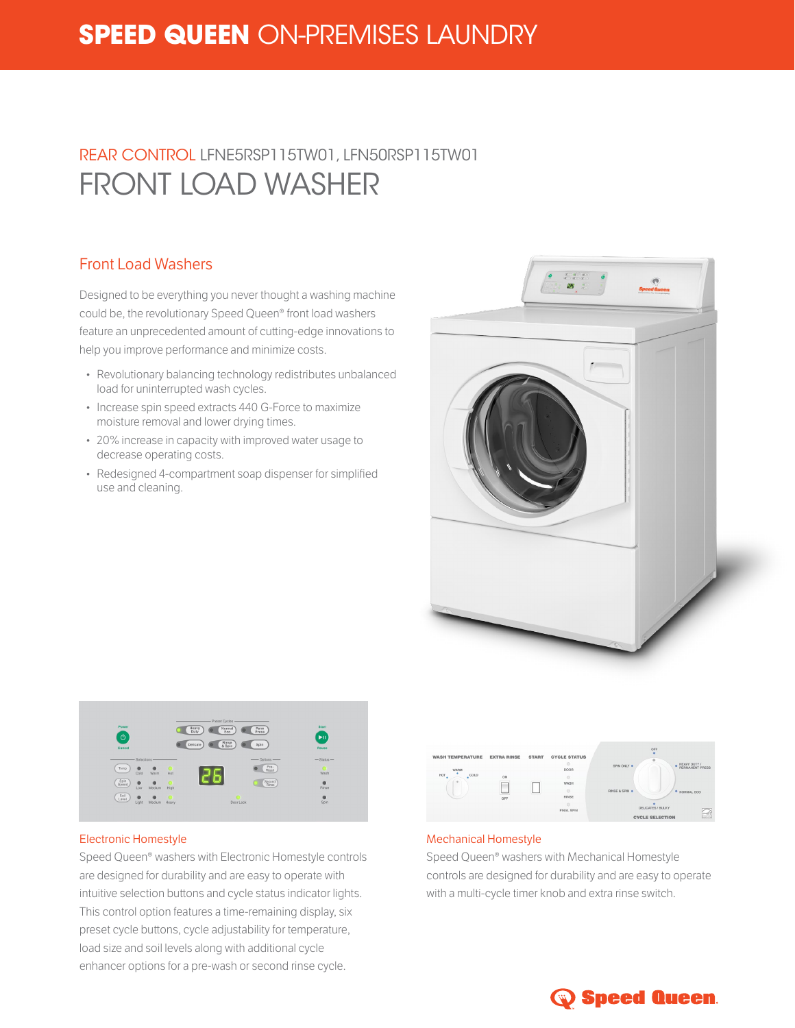# SPEED QUEEN ON-PREMISES LAUNDRY

REAR CONTROL LFNE5RSP115TW01, LFN50RSP115TW01

# FRONT LOAD WASHER

## Front Load Washers

Designed to be everything you never thought a washing machine could be, the revolutionary Speed Queen® front load washers feature an unprecedented amount of cutting-edge innovations to help you improve performance and minimize costs.

- Revolutionary balancing technology redistributes unbalanced load for uninterrupted wash cycles.
- Increase spin speed extracts 440 G-Force to maximize moisture removal and lower drying times.
- 20% increase in capacity with improved water usage to decrease operating costs.
- Redesigned 4-compartment soap dispenser for simplified use and cleaning.

### Electronic Homestyle

Speed Queen® washers with Electronic Homestyle controls are designed for durability and are easy to operate with intuitive selection buttons and cycle status indicator lights. This control option features a time-remaining display, six preset cycle buttons, cycle adjustability for temperature, load size and soil levels along with additional cycle enhancer options for a pre-wash or second rinse cycle.

### Mechanical Homestyle

Speed Queen® washers with Mechanical Homestyle controls are designed for durability and are easy to operate with a multi-cycle timer knob and extra rinse switch.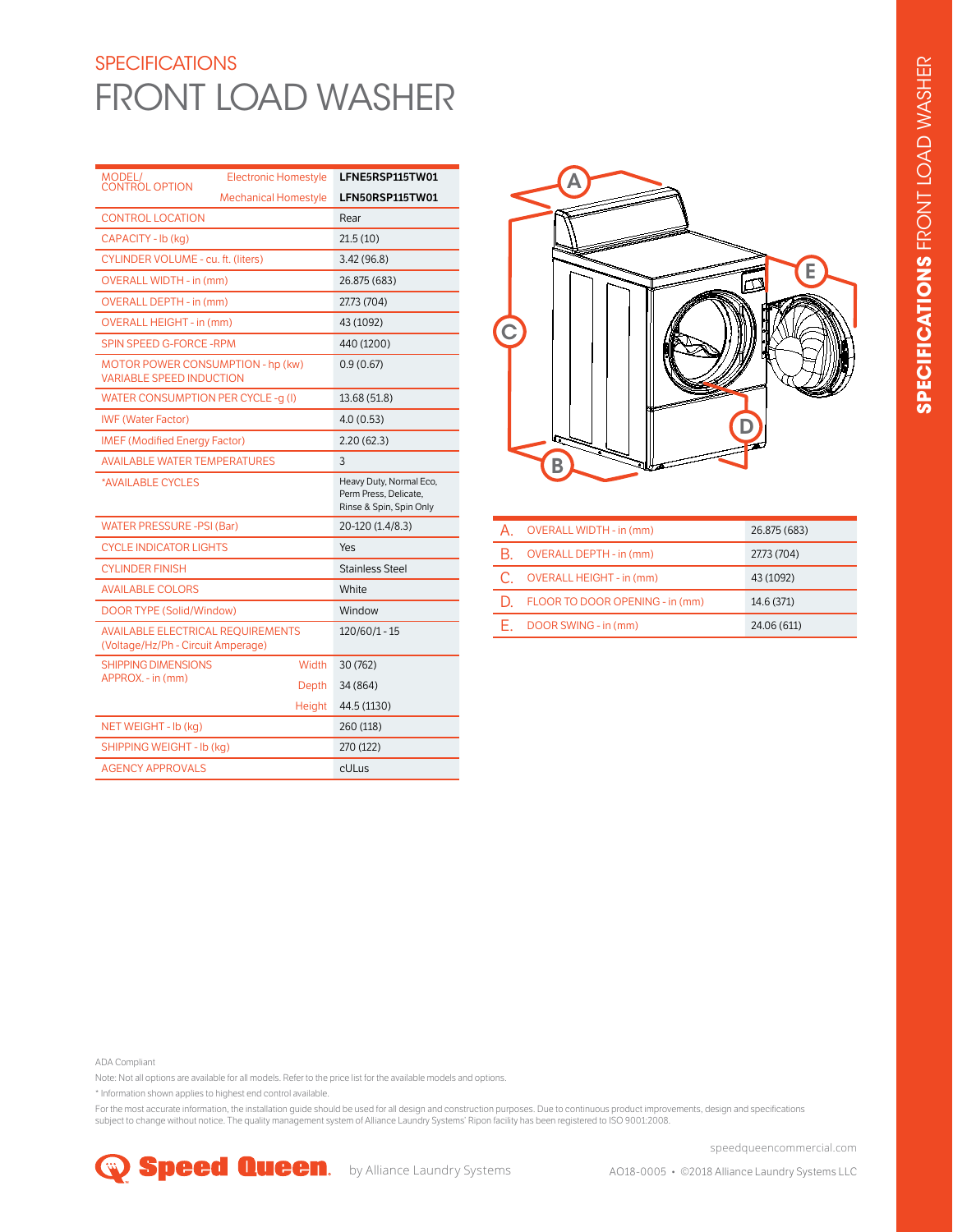SPECIFICATIONS

# FRONT LOAD WASHER

| | | |
|---|---|---|
| MODEL/ CONTROL OPTION | Electronic Homestyle | **LFNE5RSP115TW01** |
| | Mechanical Homestyle | **LFN50RSP115TW01** |
| CONTROL LOCATION | | Rear |
| CAPACITY - lb (kg) | | 21.5 (10) |
| CYLINDER VOLUME - cu. ft. (liters) | | 3.42 (96.8) |
| OVERALL WIDTH - in (mm) | | 26.875 (683) |
| OVERALL DEPTH - in (mm) | | 27.73 (704) |
| OVERALL HEIGHT - in (mm) | | 43 (1092) |
| SPIN SPEED G-FORCE -RPM | | 440 (1200) |
| MOTOR POWER CONSUMPTION - hp (kw) VARIABLE SPEED INDUCTION | | 0.9 (0.67) |
| WATER CONSUMPTION PER CYCLE -g (l) | | 13.68 (51.8) |
| IWF (Water Factor) | | 4.0 (0.53) |
| IMEF (Modified Energy Factor) | | 2.20 (62.3) |
| AVAILABLE WATER TEMPERATURES | | 3 |
| *AVAILABLE CYCLES | | Heavy Duty, Normal Eco, Perm Press, Delicate, Rinse & Spin, Spin Only |
| WATER PRESSURE -PSI (Bar) | | 20-120 (1.4/8.3) |
| CYCLE INDICATOR LIGHTS | | Yes |
| CYLINDER FINISH | | Stainless Steel |
| AVAILABLE COLORS | | White |
| DOOR TYPE (Solid/Window) | | Window |
| AVAILABLE ELECTRICAL REQUIREMENTS (Voltage/Hz/Ph - Circuit Amperage) | | 120/60/1 - 15 |
| SHIPPING DIMENSIONS APPROX. - in (mm) | Width | 30 (762) |
| | Depth | 34 (864) |
| | Height | 44.5 (1130) |
| NET WEIGHT - lb (kg) | | 260 (118) |
| SHIPPING WEIGHT - lb (kg) | | 270 (122) |
| AGENCY APPROVALS | | cULus |

| | | |
|---|---|---|
| A. | OVERALL WIDTH - in (mm) | 26.875 (683) |
| B. | OVERALL DEPTH - in (mm) | 27.73 (704) |
| C. | OVERALL HEIGHT - in (mm) | 43 (1092) |
| D. | FLOOR TO DOOR OPENING - in (mm) | 14.6 (371) |
| E. | DOOR SWING - in (mm) | 24.06 (611) |

ADA Compliant

Note: Not all options are available for all models. Refer to the price list for the available models and options.

* Information shown applies to highest end control available.

For the most accurate information, the installation guide should be used for all design and construction purposes. Due to continuous product improvements, design and specifications subject to change without notice. The quality management system of Alliance Laundry Systems' Ripon facility has been registered to ISO 9001:2008.

Speed Queen by Alliance Laundry Systems

speedqueencommercial.com

AO18-0005 • ©2018 Alliance Laundry Systems LLC